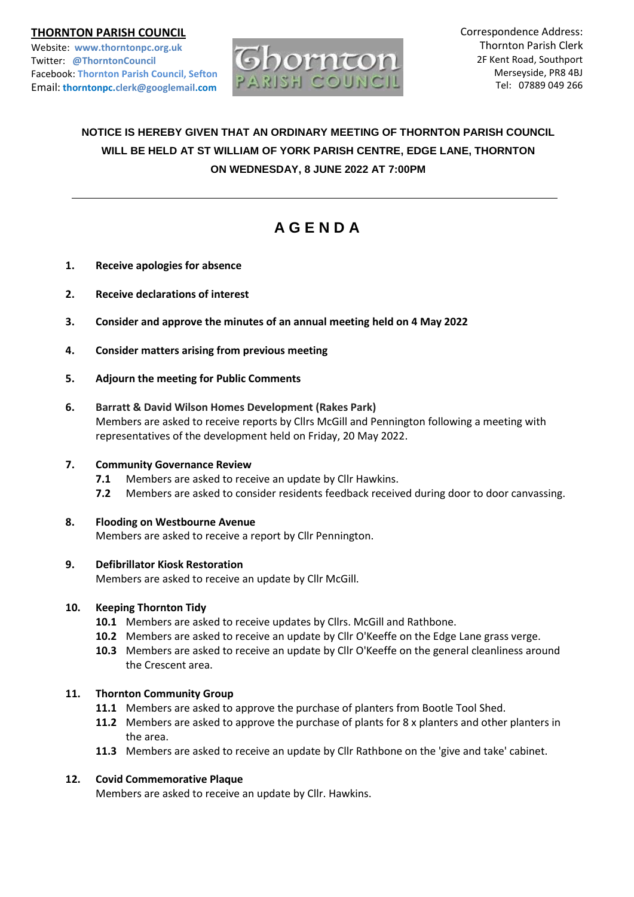**THORNTON PARISH COUNCIL**

Website: **www.thorntonpc.org.uk**
Twitter: **@ThorntonCouncil**
Facebook: **Thornton Parish Council, Sefton**
Email: **thorntonpc.clerk@googlemail.com**

Correspondence Address:
Thornton Parish Clerk
2F Kent Road, Southport
Merseyside, PR8 4BJ
Tel: 07889 049 266

**NOTICE IS HEREBY GIVEN THAT AN ORDINARY MEETING OF THORNTON PARISH COUNCIL WILL BE HELD AT ST WILLIAM OF YORK PARISH CENTRE, EDGE LANE, THORNTON ON WEDNESDAY, 8 JUNE 2022 AT 7:00PM**

---

# A G E N D A

**1. Receive apologies for absence**

**2. Receive declarations of interest**

**3. Consider and approve the minutes of an annual meeting held on 4 May 2022**

**4. Consider matters arising from previous meeting**

**5. Adjourn the meeting for Public Comments**

**6. Barratt & David Wilson Homes Development (Rakes Park)**
Members are asked to receive reports by Cllrs McGill and Pennington following a meeting with representatives of the development held on Friday, 20 May 2022.

**7. Community Governance Review**
- **7.1** Members are asked to receive an update by Cllr Hawkins.
- **7.2** Members are asked to consider residents feedback received during door to door canvassing.

**8. Flooding on Westbourne Avenue**
Members are asked to receive a report by Cllr Pennington.

**9. Defibrillator Kiosk Restoration**
Members are asked to receive an update by Cllr McGill.

**10. Keeping Thornton Tidy**
- **10.1** Members are asked to receive updates by Cllrs. McGill and Rathbone.
- **10.2** Members are asked to receive an update by Cllr O'Keeffe on the Edge Lane grass verge.
- **10.3** Members are asked to receive an update by Cllr O'Keeffe on the general cleanliness around the Crescent area.

**11. Thornton Community Group**
- **11.1** Members are asked to approve the purchase of planters from Bootle Tool Shed.
- **11.2** Members are asked to approve the purchase of plants for 8 x planters and other planters in the area.
- **11.3** Members are asked to receive an update by Cllr Rathbone on the 'give and take' cabinet.

**12. Covid Commemorative Plaque**
Members are asked to receive an update by Cllr. Hawkins.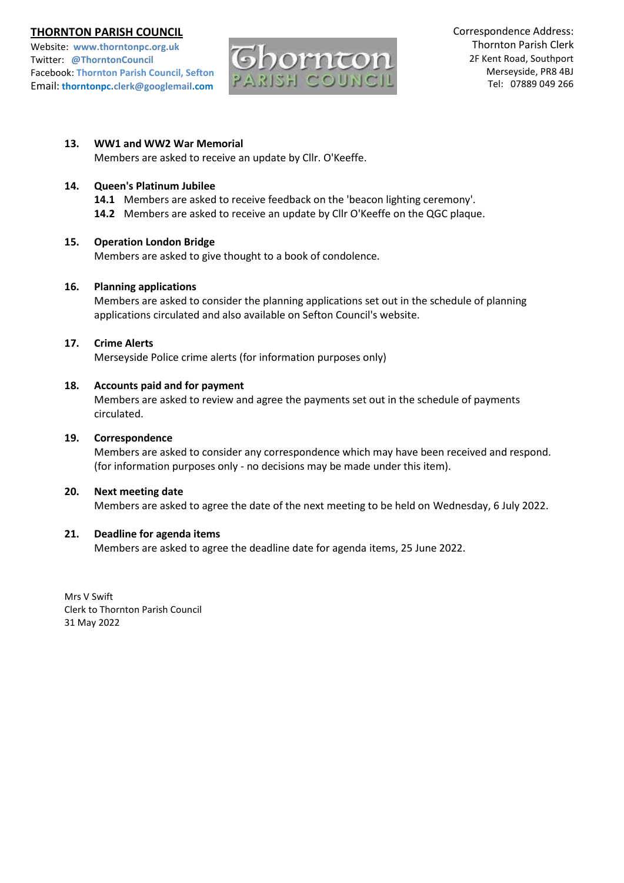**THORNTON PARISH COUNCIL**
Website: **www.thorntonpc.org.uk**
Twitter: **@ThorntonCouncil**
Facebook: **Thornton Parish Council, Sefton**
Email: **thorntonpc.clerk@googlemail.com**

Correspondence Address:
Thornton Parish Clerk
2F Kent Road, Southport
Merseyside, PR8 4BJ
Tel: 07889 049 266

**13. WW1 and WW2 War Memorial**
Members are asked to receive an update by Cllr. O'Keeffe.

**14. Queen's Platinum Jubilee**
**14.1** Members are asked to receive feedback on the 'beacon lighting ceremony'.
**14.2** Members are asked to receive an update by Cllr O'Keeffe on the QGC plaque.

**15. Operation London Bridge**
Members are asked to give thought to a book of condolence.

**16. Planning applications**
Members are asked to consider the planning applications set out in the schedule of planning applications circulated and also available on Sefton Council's website.

**17. Crime Alerts**
Merseyside Police crime alerts (for information purposes only)

**18. Accounts paid and for payment**
Members are asked to review and agree the payments set out in the schedule of payments circulated.

**19. Correspondence**
Members are asked to consider any correspondence which may have been received and respond. (for information purposes only - no decisions may be made under this item).

**20. Next meeting date**
Members are asked to agree the date of the next meeting to be held on Wednesday, 6 July 2022.

**21. Deadline for agenda items**
Members are asked to agree the deadline date for agenda items, 25 June 2022.

Mrs V Swift
Clerk to Thornton Parish Council
31 May 2022